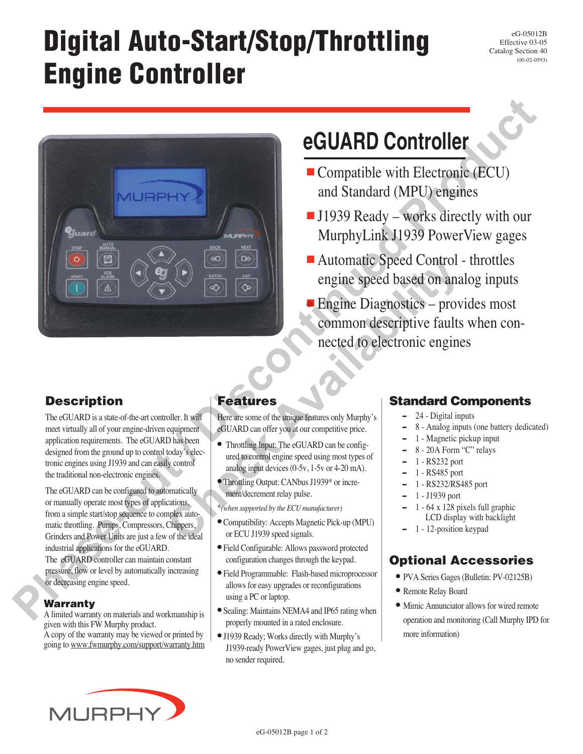# Digital Auto-Start/Stop/Throttling Engine Controller

eG-05012B
Effective 03-05
Catalog Section 40
(00-02-0593)

## eGUARD Controller

- Compatible with Electronic (ECU) and Standard (MPU) engines
- J1939 Ready – works directly with our MurphyLink J1939 PowerView gages
- Automatic Speed Control - throttles engine speed based on analog inputs
- Engine Diagnostics – provides most common descriptive faults when connected to electronic engines

Phase-out / Discontinued Product – Check Availability

### Description

The eGUARD is a state-of-the-art controller. It will meet virtually all of your engine-driven equipment application requirements. The eGUARD has been designed from the ground up to control today's electronic engines using J1939 and can easily control the traditional non-electronic engines.

The eGUARD can be configured to automatically or manually operate most types of applications, from a simple start/stop sequence to complex automatic throttling. Pumps, Compressors, Chippers, Grinders and Power Units are just a few of the ideal industrial applications for the eGUARD.

The eGUARD controller can maintain constant pressure, flow or level by automatically increasing or decreasing engine speed.

### Warranty

A limited warranty on materials and workmanship is given with this FW Murphy product.
A copy of the warranty may be viewed or printed by going to www.fwmurphy.com/support/warranty.htm

### Features

Here are some of the unique features only Murphy's eGUARD can offer you at our competitive price.

- Throttling Input: The eGUARD can be configured to control engine speed using most types of analog input devices (0-5v, 1-5v or 4-20 mA).
- Throttling Output: CANbus J1939* or increment/decrement relay pulse.

*(when supported by the ECU manufacturer)*

- Compatibility: Accepts Magnetic Pick-up (MPU) or ECU J1939 speed signals.
- Field Configurable: Allows password protected configuration changes through the keypad.
- Field Programmable: Flash-based microprocessor allows for easy upgrades or reconfigurations using a PC or laptop.
- Sealing: Maintains NEMA4 and IP65 rating when properly mounted in a rated enclosure.
- J1939 Ready; Works directly with Murphy's J1939-ready PowerView gages, just plug and go, no sender required.

### Standard Components

- 24 - Digital inputs
- 8 - Analog inputs (one battery dedicated)
- 1 - Magnetic pickup input
- 8 - 20A Form "C" relays
- 1 - RS232 port
- 1 - RS485 port
- 1 - RS232/RS485 port
- 1 - J1939 port
- 1 - 64 x 128 pixels full graphic LCD display with backlight
- 1 - 12-position keypad

### Optional Accessories

- PVA Series Gages (Bulletin: PV-02125B)
- Remote Relay Board
- Mimic Annunciator allows for wired remote operation and monitoring (Call Murphy IPD for more information)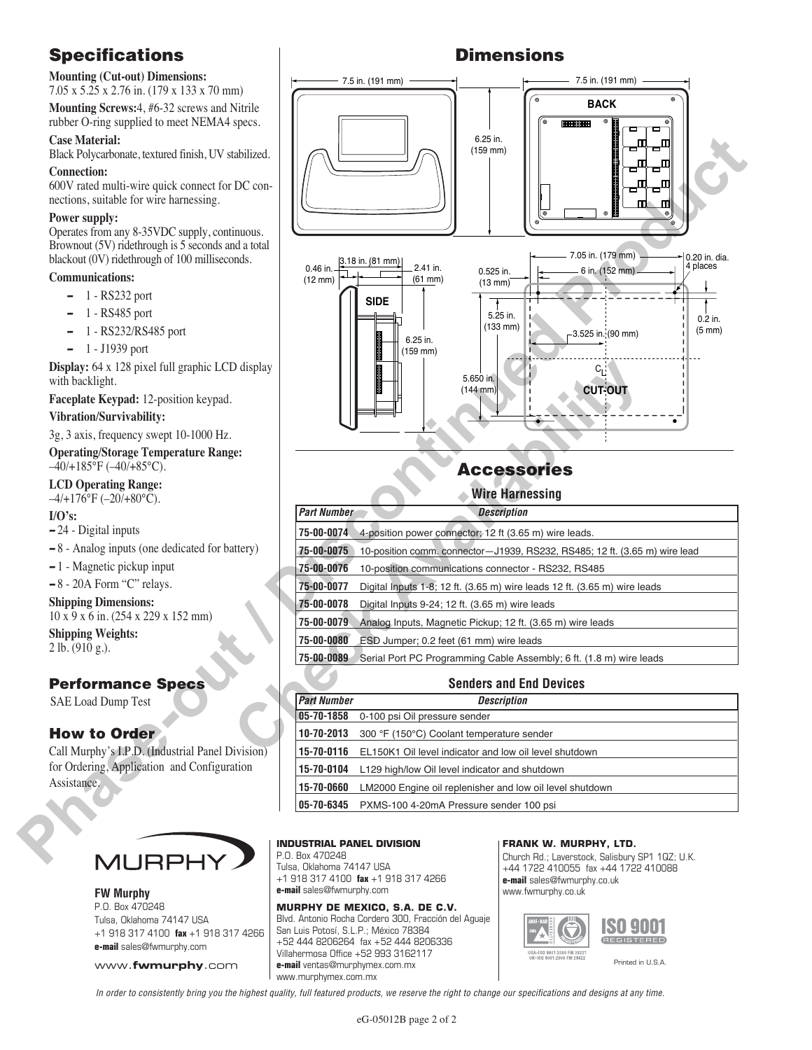## Specifications

**Mounting (Cut-out) Dimensions:**
7.05 x 5.25 x 2.76 in. (179 x 133 x 70 mm)

**Mounting Screws:** 4, #6-32 screws and Nitrile rubber O-ring supplied to meet NEMA4 specs.

**Case Material:**
Black Polycarbonate, textured finish, UV stabilized.

**Connection:**
600V rated multi-wire quick connect for DC connections, suitable for wire harnessing.

**Power supply:**
Operates from any 8-35VDC supply, continuous. Brownout (5V) ridethrough is 5 seconds and a total blackout (0V) ridethrough of 100 milliseconds.

**Communications:**

- 1 - RS232 port
- 1 - RS485 port
- 1 - RS232/RS485 port
- 1 - J1939 port

**Display:** 64 x 128 pixel full graphic LCD display with backlight.

**Faceplate Keypad:** 12-position keypad.

**Vibration/Survivability:**

3g, 3 axis, frequency swept 10-1000 Hz.

**Operating/Storage Temperature Range:**
–40/+185°F (–40/+85°C).

**LCD Operating Range:**
–4/+176°F (–20/+80°C).

**I/O's:**

- 24 - Digital inputs
- 8 - Analog inputs (one dedicated for battery)
- 1 - Magnetic pickup input
- 8 - 20A Form "C" relays.

**Shipping Dimensions:**
10 x 9 x 6 in. (254 x 229 x 152 mm)

**Shipping Weights:**
2 lb. (910 g.).

## Performance Specs

SAE Load Dump Test

## How to Order

Call Murphy's I.P.D. (Industrial Panel Division) for Ordering, Application and Configuration Assistance.

## Dimensions

7.5 in. (191 mm)
7.5 in. (191 mm)
BACK
6.25 in. (159 mm)
0.46 in. (12 mm)
3.18 in. (81 mm)
2.41 in. (61 mm)
SIDE
6.25 in. (159 mm)
0.525 in. (13 mm)
7.05 in. (179 mm)
6 in. (152 mm)
0.20 in. dia. 4 places
5.25 in. (133 mm)
3.525 in. (90 mm)
0.2 in. (5 mm)
5.650 in. (144 mm)
CUT-OUT

## Accessories

### Wire Harnessing

| *Part Number* | *Description* |
|---|---|
| 75-00-0074 | 4-position power connector; 12 ft (3.65 m) wire leads. |
| 75-00-0075 | 10-position comm. connector—J1939, RS232, RS485; 12 ft. (3.65 m) wire lead |
| 75-00-0076 | 10-position communications connector - RS232, RS485 |
| 75-00-0077 | Digital Inputs 1-8; 12 ft. (3.65 m) wire leads 12 ft. (3.65 m) wire leads |
| 75-00-0078 | Digital Inputs 9-24; 12 ft. (3.65 m) wire leads |
| 75-00-0079 | Analog Inputs, Magnetic Pickup; 12 ft. (3.65 m) wire leads |
| 75-00-0080 | ESD Jumper; 0.2 feet (61 mm) wire leads |
| 75-00-0089 | Serial Port PC Programming Cable Assembly; 6 ft. (1.8 m) wire leads |

### Senders and End Devices

| *Part Number* | *Description* |
|---|---|
| 05-70-1858 | 0-100 psi Oil pressure sender |
| 10-70-2013 | 300 °F (150°C) Coolant temperature sender |
| 15-70-0116 | EL150K1 Oil level indicator and low oil level shutdown |
| 15-70-0104 | L129 high/low Oil level indicator and shutdown |
| 15-70-0660 | LM2000 Engine oil replenisher and low oil level shutdown |
| 05-70-6345 | PXMS-100 4-20mA Pressure sender 100 psi |

Phase-out / Discontinued Product
Check Availability

MURPHY

**FW Murphy**
P.O. Box 470248
Tulsa, Oklahoma 74147 USA
+1 918 317 4100 **fax** +1 918 317 4266
**e-mail** sales@fwmurphy.com

www.**fwmurphy**.com

**INDUSTRIAL PANEL DIVISION**
P.O. Box 470248
Tulsa, Oklahoma 74147 USA
+1 918 317 4100 **fax** +1 918 317 4266
**e-mail** sales@fwmurphy.com

**MURPHY DE MEXICO, S.A. DE C.V.**
Blvd. Antonio Rocha Cordero 300, Fracción del Aguaje
San Luis Potosí, S.L.P.; México 78384
+52 444 8206264 fax +52 444 8206336
Villahermosa Office +52 993 3162117
**e-mail** ventas@murphymex.com.mx
www.murphymex.com.mx

**FRANK W. MURPHY, LTD.**
Church Rd.; Laverstock, Salisbury SP1 1QZ; U.K.
+44 1722 410055 fax +44 1722 410088
**e-mail** sales@fwmurphy.co.uk
www.fwmurphy.co.uk

ISO 9001 REGISTERED
USA-ISO 9001:2000 FM 28221
UK-ISO 9001:2000 FM 29422

Printed in U.S.A.

*In order to consistently bring you the highest quality, full featured products, we reserve the right to change our specifications and designs at any time.*

eG-05012B